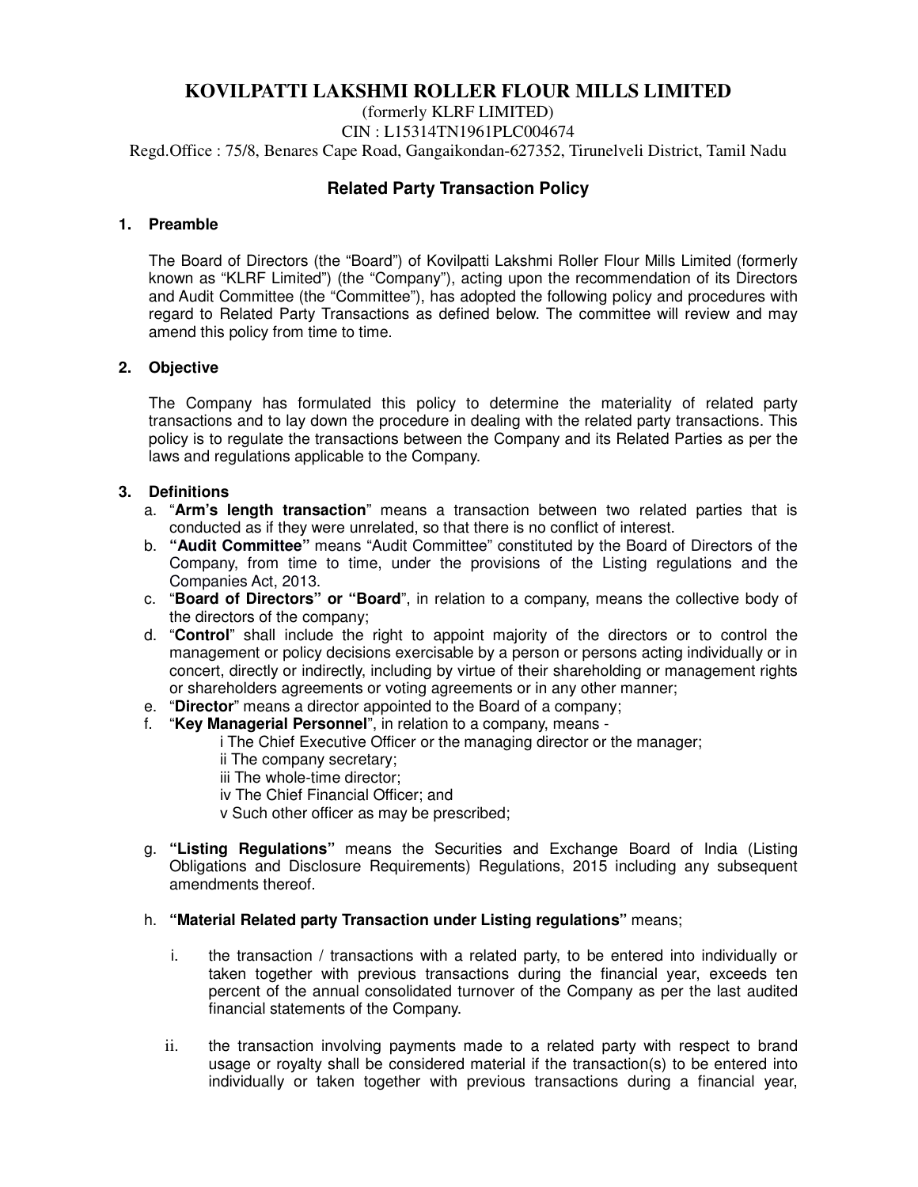# KOVILPATTI LAKSHMI ROLLER FLOUR MILLS LIMITED

(formerly KLRF LIMITED)

CIN : L15314TN1961PLC004674

Regd.Office : 75/8, Benares Cape Road, Gangaikondan-627352, Tirunelveli District, Tamil Nadu

## Related Party Transaction Policy

### 1. Preamble

The Board of Directors (the "Board") of Kovilpatti Lakshmi Roller Flour Mills Limited (formerly known as "KLRF Limited") (the "Company"), acting upon the recommendation of its Directors and Audit Committee (the "Committee"), has adopted the following policy and procedures with regard to Related Party Transactions as defined below. The committee will review and may amend this policy from time to time.

### 2. Objective

The Company has formulated this policy to determine the materiality of related party transactions and to lay down the procedure in dealing with the related party transactions. This policy is to regulate the transactions between the Company and its Related Parties as per the laws and regulations applicable to the Company.

### 3. Definitions

a. "**Arm's length transaction**" means a transaction between two related parties that is conducted as if they were unrelated, so that there is no conflict of interest.

b. **"Audit Committee"** means "Audit Committee" constituted by the Board of Directors of the Company, from time to time, under the provisions of the Listing regulations and the Companies Act, 2013.

c. "**Board of Directors" or "Board**", in relation to a company, means the collective body of the directors of the company;

d. "**Control**" shall include the right to appoint majority of the directors or to control the management or policy decisions exercisable by a person or persons acting individually or in concert, directly or indirectly, including by virtue of their shareholding or management rights or shareholders agreements or voting agreements or in any other manner;

e. "**Director**" means a director appointed to the Board of a company;

f. "**Key Managerial Personnel**", in relation to a company, means -

   i The Chief Executive Officer or the managing director or the manager;
   ii The company secretary;
   iii The whole-time director;
   iv The Chief Financial Officer; and
   v Such other officer as may be prescribed;

g. **"Listing Regulations"** means the Securities and Exchange Board of India (Listing Obligations and Disclosure Requirements) Regulations, 2015 including any subsequent amendments thereof.

h. **"Material Related party Transaction under Listing regulations"** means;

   i. the transaction / transactions with a related party, to be entered into individually or taken together with previous transactions during the financial year, exceeds ten percent of the annual consolidated turnover of the Company as per the last audited financial statements of the Company.

   ii. the transaction involving payments made to a related party with respect to brand usage or royalty shall be considered material if the transaction(s) to be entered into individually or taken together with previous transactions during a financial year,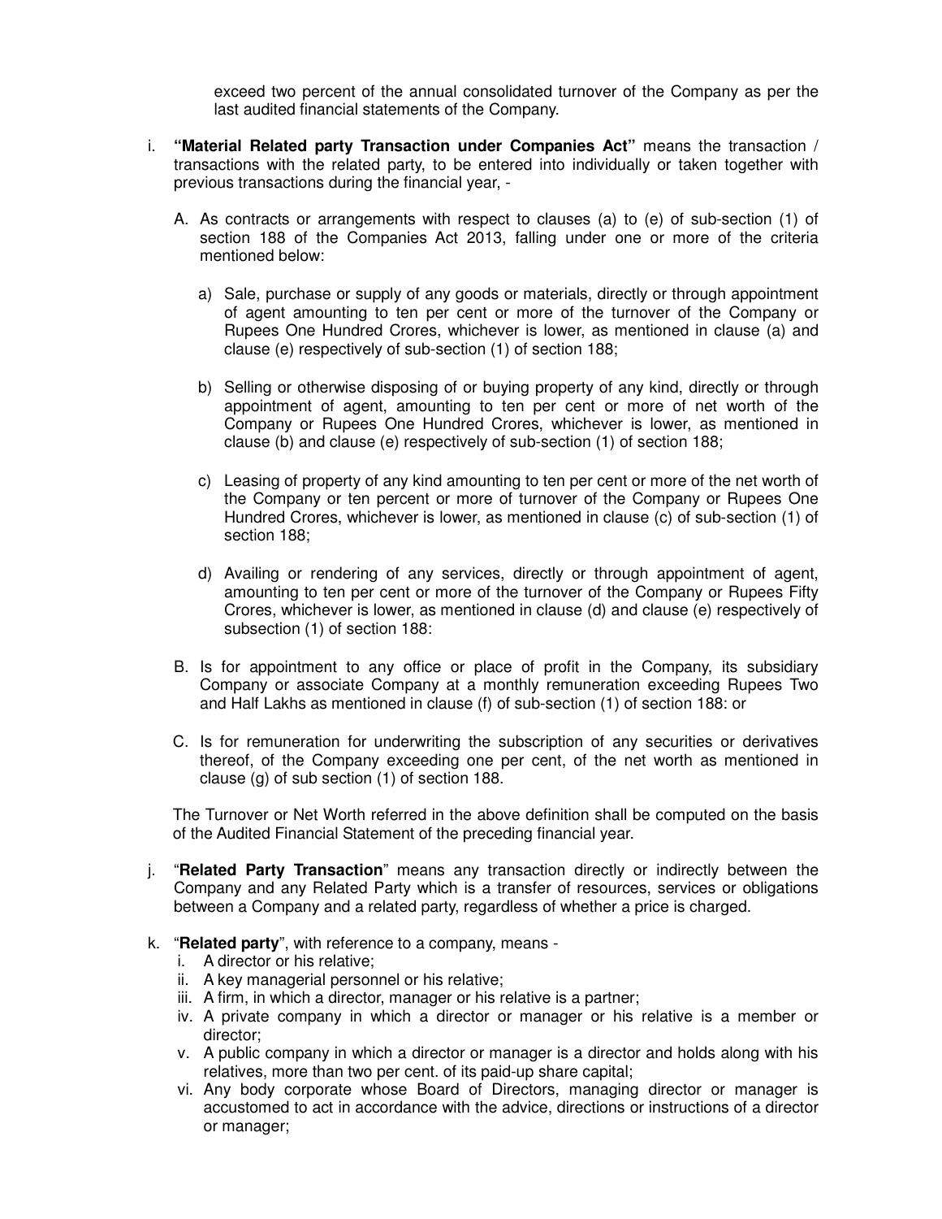exceed two percent of the annual consolidated turnover of the Company as per the last audited financial statements of the Company.

i. **"Material Related party Transaction under Companies Act"** means the transaction / transactions with the related party, to be entered into individually or taken together with previous transactions during the financial year, -

   A. As contracts or arrangements with respect to clauses (a) to (e) of sub-section (1) of section 188 of the Companies Act 2013, falling under one or more of the criteria mentioned below:

      a) Sale, purchase or supply of any goods or materials, directly or through appointment of agent amounting to ten per cent or more of the turnover of the Company or Rupees One Hundred Crores, whichever is lower, as mentioned in clause (a) and clause (e) respectively of sub-section (1) of section 188;

      b) Selling or otherwise disposing of or buying property of any kind, directly or through appointment of agent, amounting to ten per cent or more of net worth of the Company or Rupees One Hundred Crores, whichever is lower, as mentioned in clause (b) and clause (e) respectively of sub-section (1) of section 188;

      c) Leasing of property of any kind amounting to ten per cent or more of the net worth of the Company or ten percent or more of turnover of the Company or Rupees One Hundred Crores, whichever is lower, as mentioned in clause (c) of sub-section (1) of section 188;

      d) Availing or rendering of any services, directly or through appointment of agent, amounting to ten per cent or more of the turnover of the Company or Rupees Fifty Crores, whichever is lower, as mentioned in clause (d) and clause (e) respectively of subsection (1) of section 188:

   B. Is for appointment to any office or place of profit in the Company, its subsidiary Company or associate Company at a monthly remuneration exceeding Rupees Two and Half Lakhs as mentioned in clause (f) of sub-section (1) of section 188: or

   C. Is for remuneration for underwriting the subscription of any securities or derivatives thereof, of the Company exceeding one per cent, of the net worth as mentioned in clause (g) of sub section (1) of section 188.

   The Turnover or Net Worth referred in the above definition shall be computed on the basis of the Audited Financial Statement of the preceding financial year.

j. "**Related Party Transaction**" means any transaction directly or indirectly between the Company and any Related Party which is a transfer of resources, services or obligations between a Company and a related party, regardless of whether a price is charged.

k. "**Related party**", with reference to a company, means -
   i. A director or his relative;
   ii. A key managerial personnel or his relative;
   iii. A firm, in which a director, manager or his relative is a partner;
   iv. A private company in which a director or manager or his relative is a member or director;
   v. A public company in which a director or manager is a director and holds along with his relatives, more than two per cent. of its paid-up share capital;
   vi. Any body corporate whose Board of Directors, managing director or manager is accustomed to act in accordance with the advice, directions or instructions of a director or manager;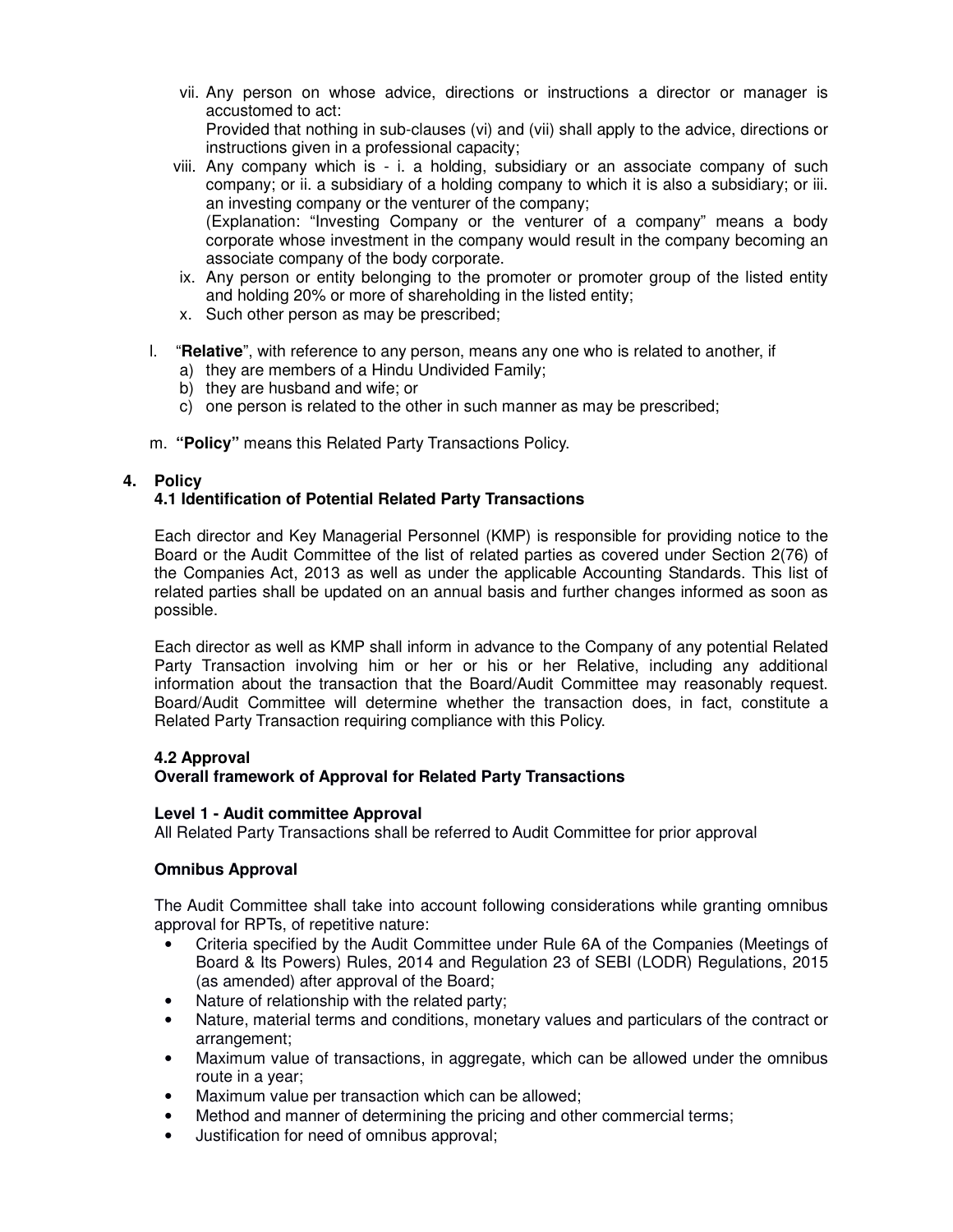vii. Any person on whose advice, directions or instructions a director or manager is accustomed to act:
   Provided that nothing in sub-clauses (vi) and (vii) shall apply to the advice, directions or instructions given in a professional capacity;

viii. Any company which is - i. a holding, subsidiary or an associate company of such company; or ii. a subsidiary of a holding company to which it is also a subsidiary; or iii. an investing company or the venturer of the company;
   (Explanation: "Investing Company or the venturer of a company" means a body corporate whose investment in the company would result in the company becoming an associate company of the body corporate.

ix. Any person or entity belonging to the promoter or promoter group of the listed entity and holding 20% or more of shareholding in the listed entity;

x. Such other person as may be prescribed;

l. "**Relative**", with reference to any person, means any one who is related to another, if
   a) they are members of a Hindu Undivided Family;
   b) they are husband and wife; or
   c) one person is related to the other in such manner as may be prescribed;

m. **"Policy"** means this Related Party Transactions Policy.

## 4. Policy

### 4.1 Identification of Potential Related Party Transactions

Each director and Key Managerial Personnel (KMP) is responsible for providing notice to the Board or the Audit Committee of the list of related parties as covered under Section 2(76) of the Companies Act, 2013 as well as under the applicable Accounting Standards. This list of related parties shall be updated on an annual basis and further changes informed as soon as possible.

Each director as well as KMP shall inform in advance to the Company of any potential Related Party Transaction involving him or her or his or her Relative, including any additional information about the transaction that the Board/Audit Committee may reasonably request. Board/Audit Committee will determine whether the transaction does, in fact, constitute a Related Party Transaction requiring compliance with this Policy.

### 4.2 Approval

**Overall framework of Approval for Related Party Transactions**

**Level 1 - Audit committee Approval**

All Related Party Transactions shall be referred to Audit Committee for prior approval

**Omnibus Approval**

The Audit Committee shall take into account following considerations while granting omnibus approval for RPTs, of repetitive nature:

- Criteria specified by the Audit Committee under Rule 6A of the Companies (Meetings of Board & Its Powers) Rules, 2014 and Regulation 23 of SEBI (LODR) Regulations, 2015 (as amended) after approval of the Board;
- Nature of relationship with the related party;
- Nature, material terms and conditions, monetary values and particulars of the contract or arrangement;
- Maximum value of transactions, in aggregate, which can be allowed under the omnibus route in a year;
- Maximum value per transaction which can be allowed;
- Method and manner of determining the pricing and other commercial terms;
- Justification for need of omnibus approval;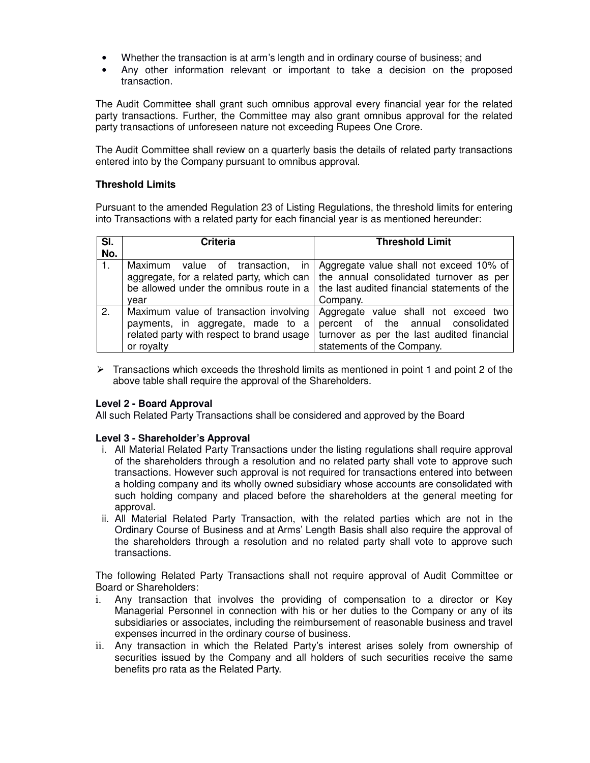- Whether the transaction is at arm's length and in ordinary course of business; and
- Any other information relevant or important to take a decision on the proposed transaction.

The Audit Committee shall grant such omnibus approval every financial year for the related party transactions. Further, the Committee may also grant omnibus approval for the related party transactions of unforeseen nature not exceeding Rupees One Crore.

The Audit Committee shall review on a quarterly basis the details of related party transactions entered into by the Company pursuant to omnibus approval.

**Threshold Limits**

Pursuant to the amended Regulation 23 of Listing Regulations, the threshold limits for entering into Transactions with a related party for each financial year is as mentioned hereunder:

| Sl. No. | Criteria | Threshold Limit |
|---|---|---|
| 1. | Maximum value of transaction, in aggregate, for a related party, which can be allowed under the omnibus route in a year | Aggregate value shall not exceed 10% of the annual consolidated turnover as per the last audited financial statements of the Company. |
| 2. | Maximum value of transaction involving payments, in aggregate, made to a related party with respect to brand usage or royalty | Aggregate value shall not exceed two percent of the annual consolidated turnover as per the last audited financial statements of the Company. |

- Transactions which exceeds the threshold limits as mentioned in point 1 and point 2 of the above table shall require the approval of the Shareholders.

**Level 2 - Board Approval**
All such Related Party Transactions shall be considered and approved by the Board

**Level 3 - Shareholder's Approval**

i. All Material Related Party Transactions under the listing regulations shall require approval of the shareholders through a resolution and no related party shall vote to approve such transactions. However such approval is not required for transactions entered into between a holding company and its wholly owned subsidiary whose accounts are consolidated with such holding company and placed before the shareholders at the general meeting for approval.

ii. All Material Related Party Transaction, with the related parties which are not in the Ordinary Course of Business and at Arms' Length Basis shall also require the approval of the shareholders through a resolution and no related party shall vote to approve such transactions.

The following Related Party Transactions shall not require approval of Audit Committee or Board or Shareholders:

i. Any transaction that involves the providing of compensation to a director or Key Managerial Personnel in connection with his or her duties to the Company or any of its subsidiaries or associates, including the reimbursement of reasonable business and travel expenses incurred in the ordinary course of business.

ii. Any transaction in which the Related Party's interest arises solely from ownership of securities issued by the Company and all holders of such securities receive the same benefits pro rata as the Related Party.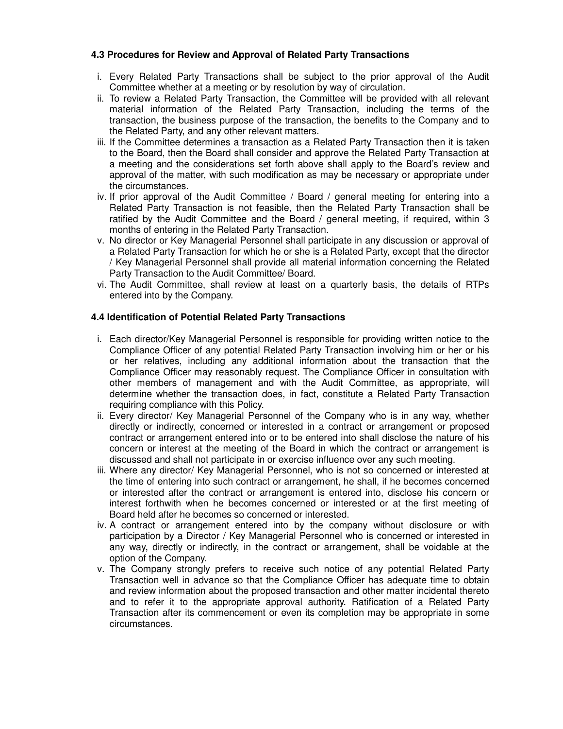### 4.3 Procedures for Review and Approval of Related Party Transactions

i. Every Related Party Transactions shall be subject to the prior approval of the Audit Committee whether at a meeting or by resolution by way of circulation.
ii. To review a Related Party Transaction, the Committee will be provided with all relevant material information of the Related Party Transaction, including the terms of the transaction, the business purpose of the transaction, the benefits to the Company and to the Related Party, and any other relevant matters.
iii. If the Committee determines a transaction as a Related Party Transaction then it is taken to the Board, then the Board shall consider and approve the Related Party Transaction at a meeting and the considerations set forth above shall apply to the Board's review and approval of the matter, with such modification as may be necessary or appropriate under the circumstances.
iv. If prior approval of the Audit Committee / Board / general meeting for entering into a Related Party Transaction is not feasible, then the Related Party Transaction shall be ratified by the Audit Committee and the Board / general meeting, if required, within 3 months of entering in the Related Party Transaction.
v. No director or Key Managerial Personnel shall participate in any discussion or approval of a Related Party Transaction for which he or she is a Related Party, except that the director / Key Managerial Personnel shall provide all material information concerning the Related Party Transaction to the Audit Committee/ Board.
vi. The Audit Committee, shall review at least on a quarterly basis, the details of RTPs entered into by the Company.

### 4.4 Identification of Potential Related Party Transactions

i. Each director/Key Managerial Personnel is responsible for providing written notice to the Compliance Officer of any potential Related Party Transaction involving him or her or his or her relatives, including any additional information about the transaction that the Compliance Officer may reasonably request. The Compliance Officer in consultation with other members of management and with the Audit Committee, as appropriate, will determine whether the transaction does, in fact, constitute a Related Party Transaction requiring compliance with this Policy.
ii. Every director/ Key Managerial Personnel of the Company who is in any way, whether directly or indirectly, concerned or interested in a contract or arrangement or proposed contract or arrangement entered into or to be entered into shall disclose the nature of his concern or interest at the meeting of the Board in which the contract or arrangement is discussed and shall not participate in or exercise influence over any such meeting.
iii. Where any director/ Key Managerial Personnel, who is not so concerned or interested at the time of entering into such contract or arrangement, he shall, if he becomes concerned or interested after the contract or arrangement is entered into, disclose his concern or interest forthwith when he becomes concerned or interested or at the first meeting of Board held after he becomes so concerned or interested.
iv. A contract or arrangement entered into by the company without disclosure or with participation by a Director / Key Managerial Personnel who is concerned or interested in any way, directly or indirectly, in the contract or arrangement, shall be voidable at the option of the Company.
v. The Company strongly prefers to receive such notice of any potential Related Party Transaction well in advance so that the Compliance Officer has adequate time to obtain and review information about the proposed transaction and other matter incidental thereto and to refer it to the appropriate approval authority. Ratification of a Related Party Transaction after its commencement or even its completion may be appropriate in some circumstances.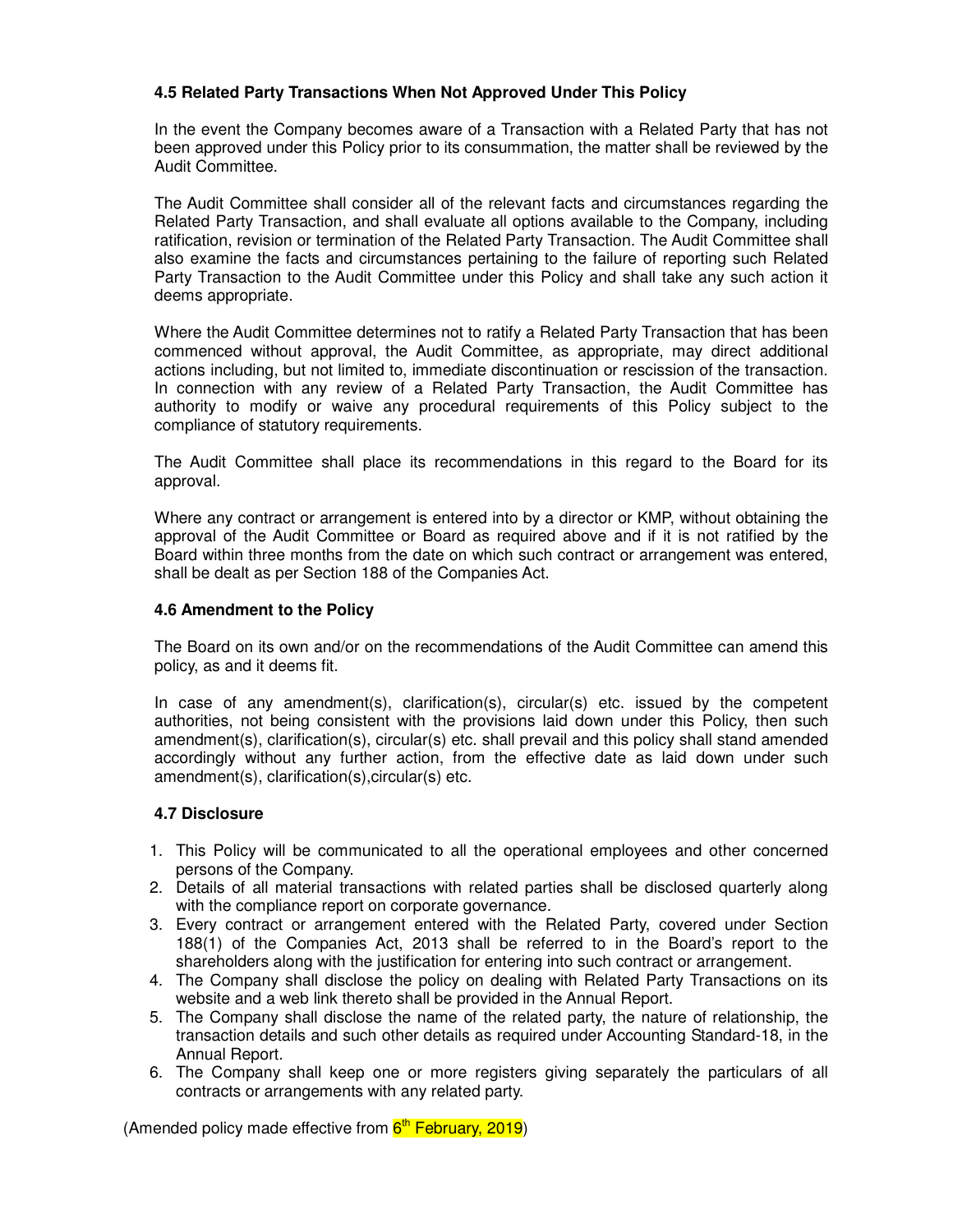#### 4.5 Related Party Transactions When Not Approved Under This Policy

In the event the Company becomes aware of a Transaction with a Related Party that has not been approved under this Policy prior to its consummation, the matter shall be reviewed by the Audit Committee.

The Audit Committee shall consider all of the relevant facts and circumstances regarding the Related Party Transaction, and shall evaluate all options available to the Company, including ratification, revision or termination of the Related Party Transaction. The Audit Committee shall also examine the facts and circumstances pertaining to the failure of reporting such Related Party Transaction to the Audit Committee under this Policy and shall take any such action it deems appropriate.

Where the Audit Committee determines not to ratify a Related Party Transaction that has been commenced without approval, the Audit Committee, as appropriate, may direct additional actions including, but not limited to, immediate discontinuation or rescission of the transaction. In connection with any review of a Related Party Transaction, the Audit Committee has authority to modify or waive any procedural requirements of this Policy subject to the compliance of statutory requirements.

The Audit Committee shall place its recommendations in this regard to the Board for its approval.

Where any contract or arrangement is entered into by a director or KMP, without obtaining the approval of the Audit Committee or Board as required above and if it is not ratified by the Board within three months from the date on which such contract or arrangement was entered, shall be dealt as per Section 188 of the Companies Act.

#### 4.6 Amendment to the Policy

The Board on its own and/or on the recommendations of the Audit Committee can amend this policy, as and it deems fit.

In case of any amendment(s), clarification(s), circular(s) etc. issued by the competent authorities, not being consistent with the provisions laid down under this Policy, then such amendment(s), clarification(s), circular(s) etc. shall prevail and this policy shall stand amended accordingly without any further action, from the effective date as laid down under such amendment(s), clarification(s),circular(s) etc.

#### 4.7 Disclosure

1. This Policy will be communicated to all the operational employees and other concerned persons of the Company.
2. Details of all material transactions with related parties shall be disclosed quarterly along with the compliance report on corporate governance.
3. Every contract or arrangement entered with the Related Party, covered under Section 188(1) of the Companies Act, 2013 shall be referred to in the Board's report to the shareholders along with the justification for entering into such contract or arrangement.
4. The Company shall disclose the policy on dealing with Related Party Transactions on its website and a web link thereto shall be provided in the Annual Report.
5. The Company shall disclose the name of the related party, the nature of relationship, the transaction details and such other details as required under Accounting Standard-18, in the Annual Report.
6. The Company shall keep one or more registers giving separately the particulars of all contracts or arrangements with any related party.

(Amended policy made effective from 6th February, 2019)